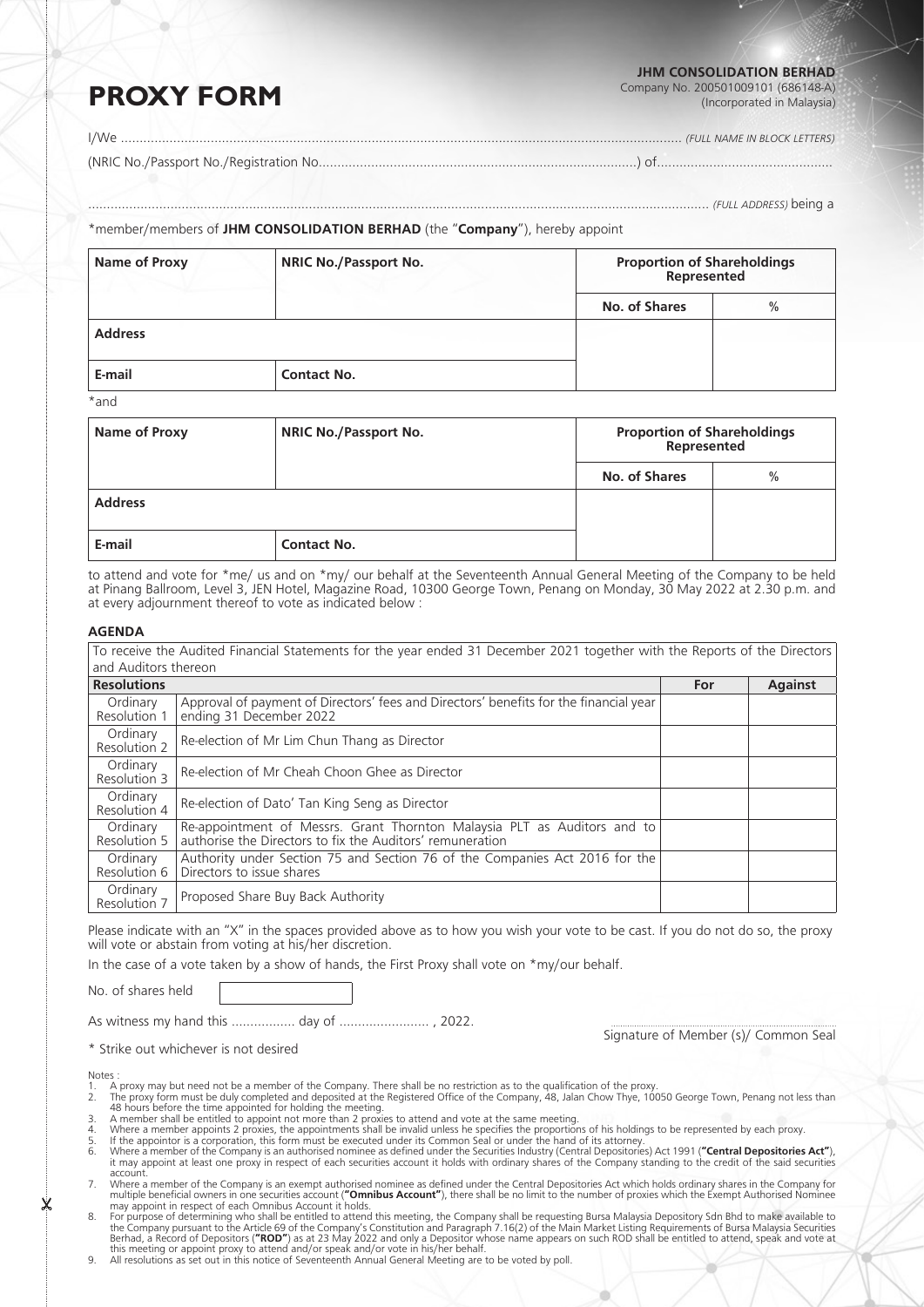**JHM CONSOLIDATION BERHAD**
Company No. 200501009101 (686148-A)
(Incorporated in Malaysia)

# PROXY FORM

I/We ........................................................................................................................................................ *(FULL NAME IN BLOCK LETTERS)*

(NRIC No./Passport No./Registration No.....................................................................................) of...............................................

.................................................................................................................................................................. *(FULL ADDRESS)* being a

*member/members of **JHM CONSOLIDATION BERHAD** (the "**Company**"), hereby appoint

| Name of Proxy | NRIC No./Passport No. | Proportion of Shareholdings Represented | |
|---|---|---|---|
| | | No. of Shares | % |
| Address | | | |
| E-mail | Contact No. | | |

*and

| Name of Proxy | NRIC No./Passport No. | Proportion of Shareholdings Represented | |
|---|---|---|---|
| | | No. of Shares | % |
| Address | | | |
| E-mail | Contact No. | | |

to attend and vote for *me/ us and on *my/ our behalf at the Seventeenth Annual General Meeting of the Company to be held at Pinang Ballroom, Level 3, JEN Hotel, Magazine Road, 10300 George Town, Penang on Monday, 30 May 2022 at 2.30 p.m. and at every adjournment thereof to vote as indicated below :

**AGENDA**

To receive the Audited Financial Statements for the year ended 31 December 2021 together with the Reports of the Directors and Auditors thereon

| Resolutions | | For | Against |
|---|---|---|---|
| Ordinary Resolution 1 | Approval of payment of Directors' fees and Directors' benefits for the financial year ending 31 December 2022 | | |
| Ordinary Resolution 2 | Re-election of Mr Lim Chun Thang as Director | | |
| Ordinary Resolution 3 | Re-election of Mr Cheah Choon Ghee as Director | | |
| Ordinary Resolution 4 | Re-election of Dato' Tan King Seng as Director | | |
| Ordinary Resolution 5 | Re-appointment of Messrs. Grant Thornton Malaysia PLT as Auditors and to authorise the Directors to fix the Auditors' remuneration | | |
| Ordinary Resolution 6 | Authority under Section 75 and Section 76 of the Companies Act 2016 for the Directors to issue shares | | |
| Ordinary Resolution 7 | Proposed Share Buy Back Authority | | |

Please indicate with an "X" in the spaces provided above as to how you wish your vote to be cast. If you do not do so, the proxy will vote or abstain from voting at his/her discretion.

In the case of a vote taken by a show of hands, the First Proxy shall vote on *my/our behalf.

No. of shares held [ ]

As witness my hand this ................. day of ........................ , 2022.

.......................................................................
Signature of Member (s)/ Common Seal

\* Strike out whichever is not desired

Notes :

1. A proxy may but need not be a member of the Company. There shall be no restriction as to the qualification of the proxy.
2. The proxy form must be duly completed and deposited at the Registered Office of the Company, 48, Jalan Chow Thye, 10050 George Town, Penang not less than 48 hours before the time appointed for holding the meeting.
3. A member shall be entitled to appoint not more than 2 proxies to attend and vote at the same meeting.
4. Where a member appoints 2 proxies, the appointments shall be invalid unless he specifies the proportions of his holdings to be represented by each proxy.
5. If the appointor is a corporation, this form must be executed under its Common Seal or under the hand of its attorney.
6. Where a member of the Company is an authorised nominee as defined under the Securities Industry (Central Depositories) Act 1991 (**"Central Depositories Act"**), it may appoint at least one proxy in respect of each securities account it holds with ordinary shares of the Company standing to the credit of the said securities account.
7. Where a member of the Company is an exempt authorised nominee as defined under the Central Depositories Act which holds ordinary shares in the Company for multiple beneficial owners in one securities account (**"Omnibus Account"**), there shall be no limit to the number of proxies which the Exempt Authorised Nominee may appoint in respect of each Omnibus Account it holds.
8. For purpose of determining who shall be entitled to attend this meeting, the Company shall be requesting Bursa Malaysia Depository Sdn Bhd to make available to the Company pursuant to the Article 69 of the Company's Constitution and Paragraph 7.16(2) of the Main Market Listing Requirements of Bursa Malaysia Securities Berhad, a Record of Depositors (**"ROD"**) as at 23 May 2022 and only a Depositor whose name appears on such ROD shall be entitled to attend, speak and vote at this meeting or appoint proxy to attend and/or speak and/or vote in his/her behalf.
9. All resolutions as set out in this notice of Seventeenth Annual General Meeting are to be voted by poll.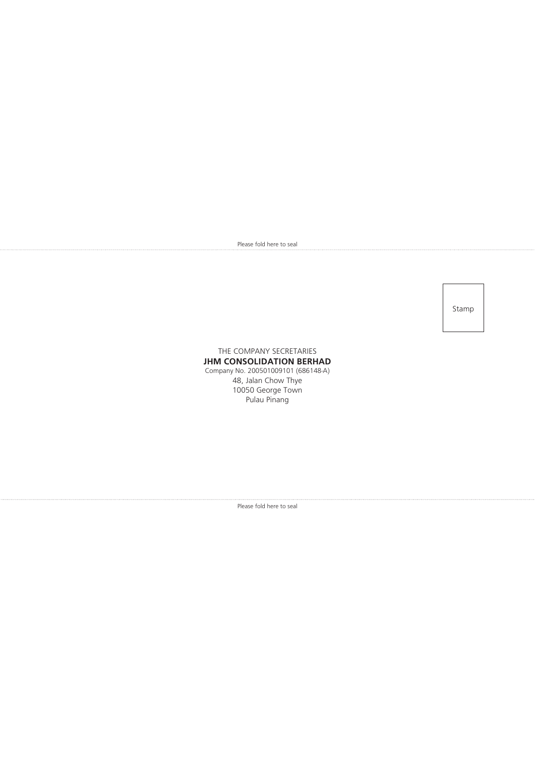Please fold here to seal

Stamp

THE COMPANY SECRETARIES
**JHM CONSOLIDATION BERHAD**
Company No. 200501009101 (686148-A)
48, Jalan Chow Thye
10050 George Town
Pulau Pinang

Please fold here to seal